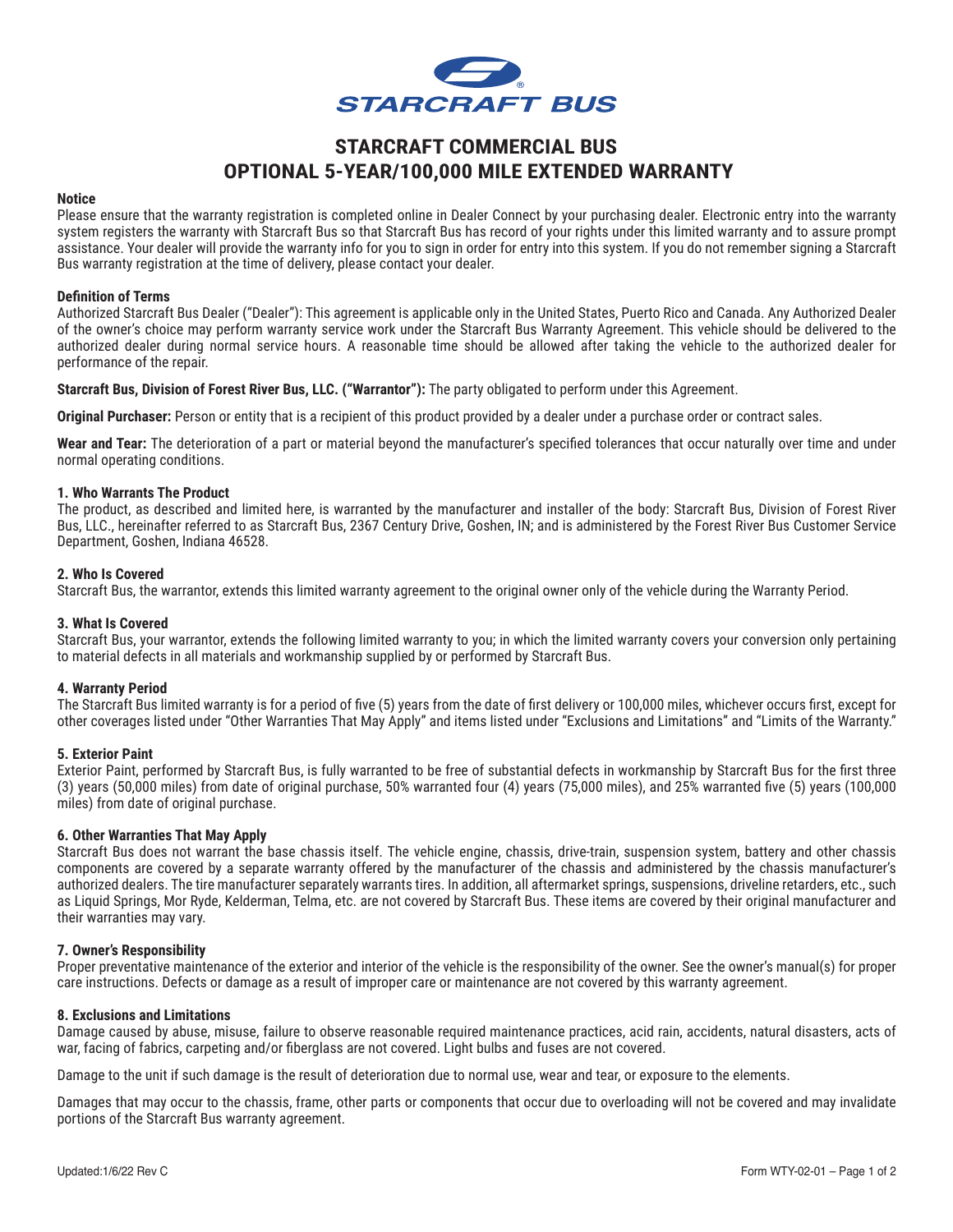# STARCRAFT COMMERCIAL BUS
# OPTIONAL 5-YEAR/100,000 MILE EXTENDED WARRANTY

### Notice

Please ensure that the warranty registration is completed online in Dealer Connect by your purchasing dealer. Electronic entry into the warranty system registers the warranty with Starcraft Bus so that Starcraft Bus has record of your rights under this limited warranty and to assure prompt assistance. Your dealer will provide the warranty info for you to sign in order for entry into this system. If you do not remember signing a Starcraft Bus warranty registration at the time of delivery, please contact your dealer.

### Definition of Terms

Authorized Starcraft Bus Dealer ("Dealer"): This agreement is applicable only in the United States, Puerto Rico and Canada. Any Authorized Dealer of the owner's choice may perform warranty service work under the Starcraft Bus Warranty Agreement. This vehicle should be delivered to the authorized dealer during normal service hours. A reasonable time should be allowed after taking the vehicle to the authorized dealer for performance of the repair.

**Starcraft Bus, Division of Forest River Bus, LLC. ("Warrantor"):** The party obligated to perform under this Agreement.

**Original Purchaser:** Person or entity that is a recipient of this product provided by a dealer under a purchase order or contract sales.

**Wear and Tear:** The deterioration of a part or material beyond the manufacturer's specified tolerances that occur naturally over time and under normal operating conditions.

### 1. Who Warrants The Product

The product, as described and limited here, is warranted by the manufacturer and installer of the body: Starcraft Bus, Division of Forest River Bus, LLC., hereinafter referred to as Starcraft Bus, 2367 Century Drive, Goshen, IN; and is administered by the Forest River Bus Customer Service Department, Goshen, Indiana 46528.

### 2. Who Is Covered

Starcraft Bus, the warrantor, extends this limited warranty agreement to the original owner only of the vehicle during the Warranty Period.

### 3. What Is Covered

Starcraft Bus, your warrantor, extends the following limited warranty to you; in which the limited warranty covers your conversion only pertaining to material defects in all materials and workmanship supplied by or performed by Starcraft Bus.

### 4. Warranty Period

The Starcraft Bus limited warranty is for a period of five (5) years from the date of first delivery or 100,000 miles, whichever occurs first, except for other coverages listed under "Other Warranties That May Apply" and items listed under "Exclusions and Limitations" and "Limits of the Warranty."

### 5. Exterior Paint

Exterior Paint, performed by Starcraft Bus, is fully warranted to be free of substantial defects in workmanship by Starcraft Bus for the first three (3) years (50,000 miles) from date of original purchase, 50% warranted four (4) years (75,000 miles), and 25% warranted five (5) years (100,000 miles) from date of original purchase.

### 6. Other Warranties That May Apply

Starcraft Bus does not warrant the base chassis itself. The vehicle engine, chassis, drive-train, suspension system, battery and other chassis components are covered by a separate warranty offered by the manufacturer of the chassis and administered by the chassis manufacturer's authorized dealers. The tire manufacturer separately warrants tires. In addition, all aftermarket springs, suspensions, driveline retarders, etc., such as Liquid Springs, Mor Ryde, Kelderman, Telma, etc. are not covered by Starcraft Bus. These items are covered by their original manufacturer and their warranties may vary.

### 7. Owner's Responsibility

Proper preventative maintenance of the exterior and interior of the vehicle is the responsibility of the owner. See the owner's manual(s) for proper care instructions. Defects or damage as a result of improper care or maintenance are not covered by this warranty agreement.

### 8. Exclusions and Limitations

Damage caused by abuse, misuse, failure to observe reasonable required maintenance practices, acid rain, accidents, natural disasters, acts of war, facing of fabrics, carpeting and/or fiberglass are not covered. Light bulbs and fuses are not covered.

Damage to the unit if such damage is the result of deterioration due to normal use, wear and tear, or exposure to the elements.

Damages that may occur to the chassis, frame, other parts or components that occur due to overloading will not be covered and may invalidate portions of the Starcraft Bus warranty agreement.

Updated:1/6/22 Rev C

Form WTY-02-01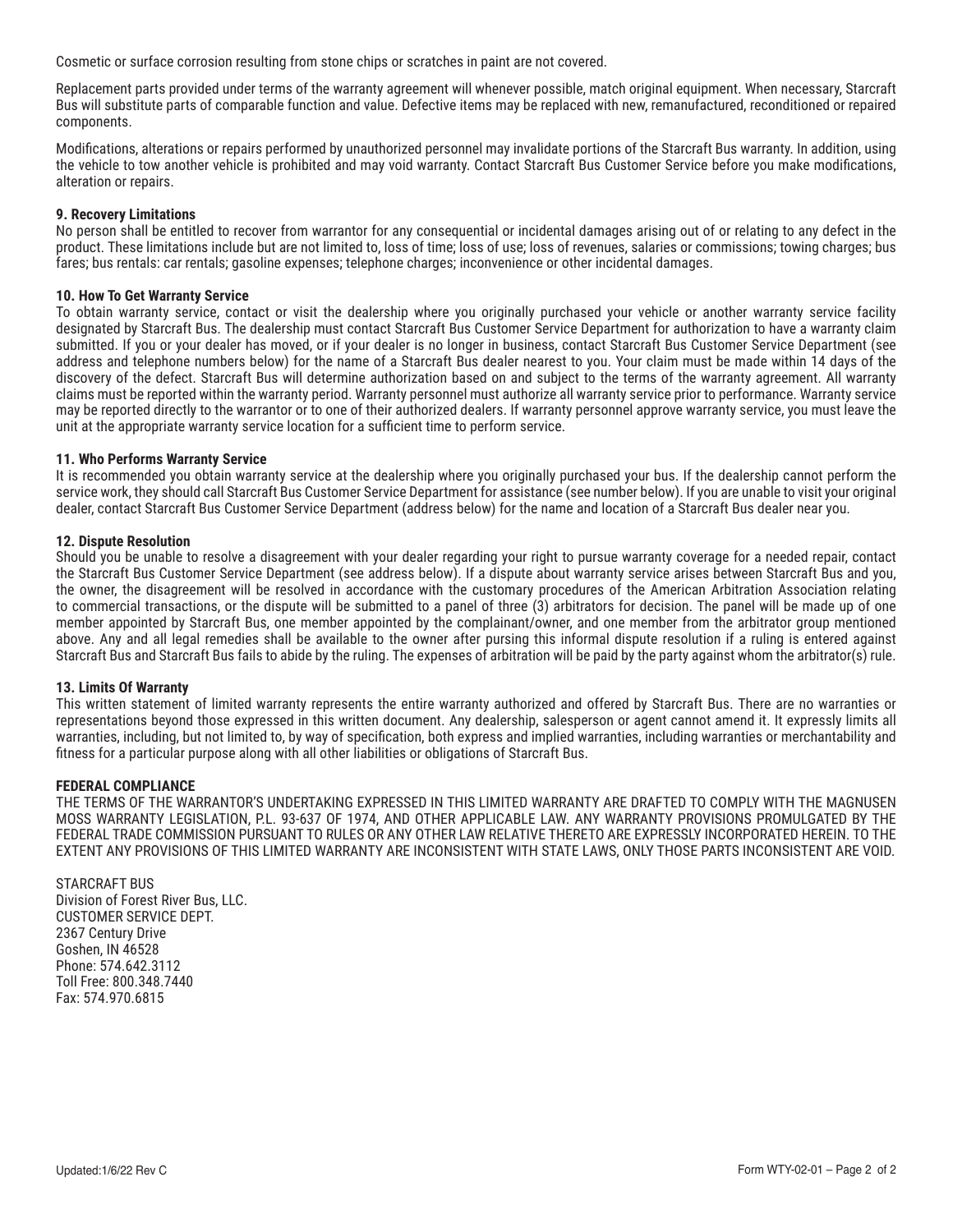Cosmetic or surface corrosion resulting from stone chips or scratches in paint are not covered.

Replacement parts provided under terms of the warranty agreement will whenever possible, match original equipment. When necessary, Starcraft Bus will substitute parts of comparable function and value. Defective items may be replaced with new, remanufactured, reconditioned or repaired components.

Modifications, alterations or repairs performed by unauthorized personnel may invalidate portions of the Starcraft Bus warranty. In addition, using the vehicle to tow another vehicle is prohibited and may void warranty. Contact Starcraft Bus Customer Service before you make modifications, alteration or repairs.

**9. Recovery Limitations**

No person shall be entitled to recover from warrantor for any consequential or incidental damages arising out of or relating to any defect in the product. These limitations include but are not limited to, loss of time; loss of use; loss of revenues, salaries or commissions; towing charges; bus fares; bus rentals: car rentals; gasoline expenses; telephone charges; inconvenience or other incidental damages.

**10. How To Get Warranty Service**

To obtain warranty service, contact or visit the dealership where you originally purchased your vehicle or another warranty service facility designated by Starcraft Bus. The dealership must contact Starcraft Bus Customer Service Department for authorization to have a warranty claim submitted. If you or your dealer has moved, or if your dealer is no longer in business, contact Starcraft Bus Customer Service Department (see address and telephone numbers below) for the name of a Starcraft Bus dealer nearest to you. Your claim must be made within 14 days of the discovery of the defect. Starcraft Bus will determine authorization based on and subject to the terms of the warranty agreement. All warranty claims must be reported within the warranty period. Warranty personnel must authorize all warranty service prior to performance. Warranty service may be reported directly to the warrantor or to one of their authorized dealers. If warranty personnel approve warranty service, you must leave the unit at the appropriate warranty service location for a sufficient time to perform service.

**11. Who Performs Warranty Service**

It is recommended you obtain warranty service at the dealership where you originally purchased your bus. If the dealership cannot perform the service work, they should call Starcraft Bus Customer Service Department for assistance (see number below). If you are unable to visit your original dealer, contact Starcraft Bus Customer Service Department (address below) for the name and location of a Starcraft Bus dealer near you.

**12. Dispute Resolution**

Should you be unable to resolve a disagreement with your dealer regarding your right to pursue warranty coverage for a needed repair, contact the Starcraft Bus Customer Service Department (see address below). If a dispute about warranty service arises between Starcraft Bus and you, the owner, the disagreement will be resolved in accordance with the customary procedures of the American Arbitration Association relating to commercial transactions, or the dispute will be submitted to a panel of three (3) arbitrators for decision. The panel will be made up of one member appointed by Starcraft Bus, one member appointed by the complainant/owner, and one member from the arbitrator group mentioned above. Any and all legal remedies shall be available to the owner after pursing this informal dispute resolution if a ruling is entered against Starcraft Bus and Starcraft Bus fails to abide by the ruling. The expenses of arbitration will be paid by the party against whom the arbitrator(s) rule.

**13. Limits Of Warranty**

This written statement of limited warranty represents the entire warranty authorized and offered by Starcraft Bus. There are no warranties or representations beyond those expressed in this written document. Any dealership, salesperson or agent cannot amend it. It expressly limits all warranties, including, but not limited to, by way of specification, both express and implied warranties, including warranties or merchantability and fitness for a particular purpose along with all other liabilities or obligations of Starcraft Bus.

**FEDERAL COMPLIANCE**

THE TERMS OF THE WARRANTOR'S UNDERTAKING EXPRESSED IN THIS LIMITED WARRANTY ARE DRAFTED TO COMPLY WITH THE MAGNUSEN MOSS WARRANTY LEGISLATION, P.L. 93-637 OF 1974, AND OTHER APPLICABLE LAW. ANY WARRANTY PROVISIONS PROMULGATED BY THE FEDERAL TRADE COMMISSION PURSUANT TO RULES OR ANY OTHER LAW RELATIVE THERETO ARE EXPRESSLY INCORPORATED HEREIN. TO THE EXTENT ANY PROVISIONS OF THIS LIMITED WARRANTY ARE INCONSISTENT WITH STATE LAWS, ONLY THOSE PARTS INCONSISTENT ARE VOID.

STARCRAFT BUS
Division of Forest River Bus, LLC.
CUSTOMER SERVICE DEPT.
2367 Century Drive
Goshen, IN 46528
Phone: 574.642.3112
Toll Free: 800.348.7440
Fax: 574.970.6815

Updated:1/6/22 Rev C

Form WTY-02-01